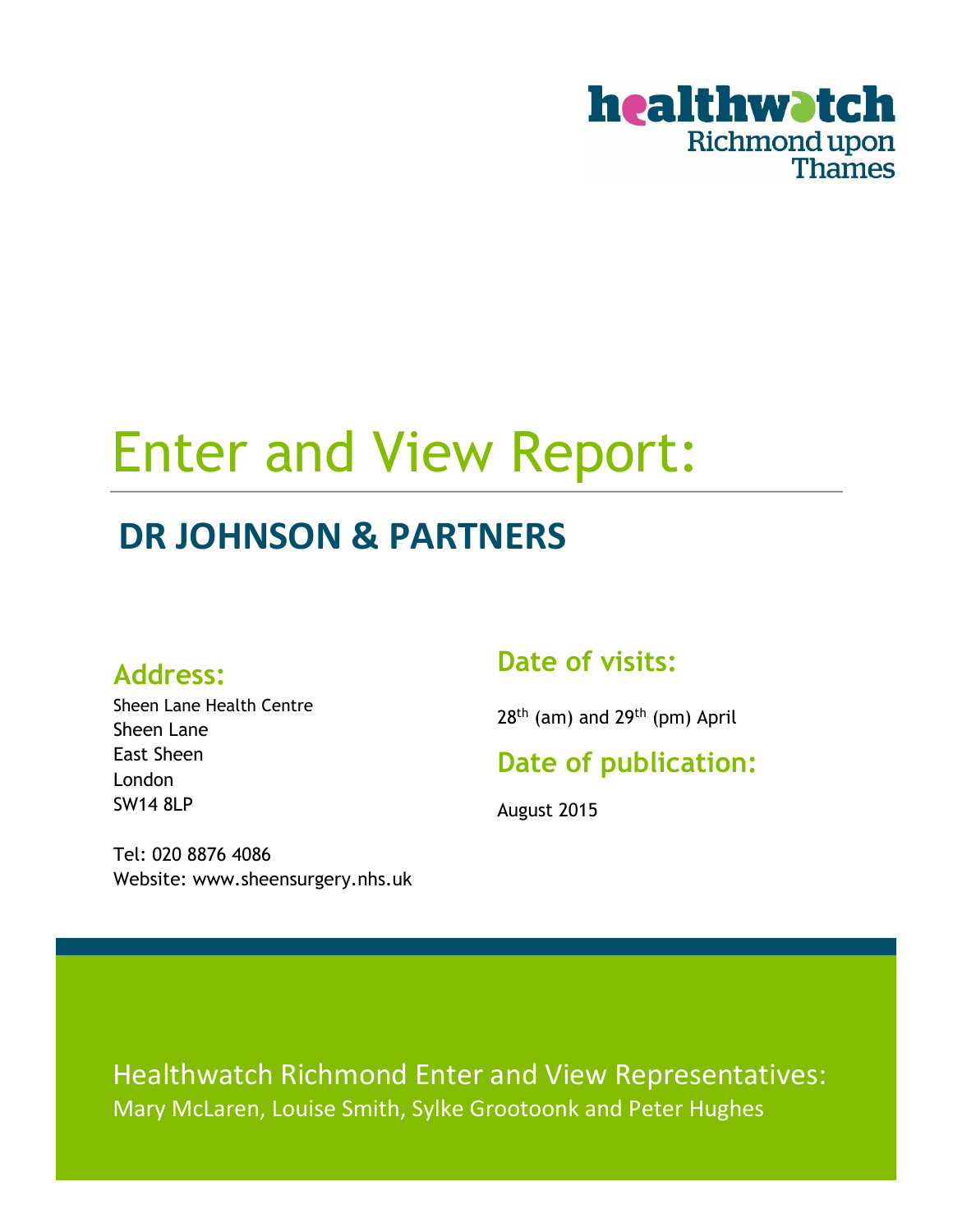healthwatch Richmond upon Thames

# Enter and View Report:

## DR JOHNSON & PARTNERS

### Address:

Sheen Lane Health Centre
Sheen Lane
East Sheen
London
SW14 8LP

Tel: 020 8876 4086
Website: www.sheensurgery.nhs.uk

### Date of visits:

28th (am) and 29th (pm) April

### Date of publication:

August 2015

Healthwatch Richmond Enter and View Representatives:
Mary McLaren, Louise Smith, Sylke Grootoonk and Peter Hughes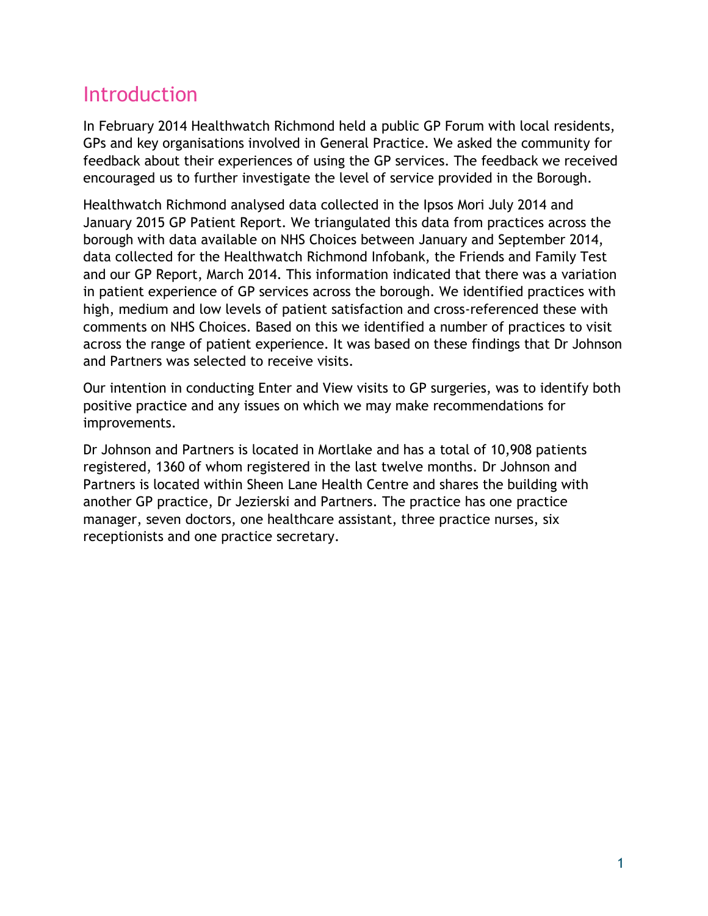# Introduction

In February 2014 Healthwatch Richmond held a public GP Forum with local residents, GPs and key organisations involved in General Practice. We asked the community for feedback about their experiences of using the GP services. The feedback we received encouraged us to further investigate the level of service provided in the Borough.

Healthwatch Richmond analysed data collected in the Ipsos Mori July 2014 and January 2015 GP Patient Report. We triangulated this data from practices across the borough with data available on NHS Choices between January and September 2014, data collected for the Healthwatch Richmond Infobank, the Friends and Family Test and our GP Report, March 2014. This information indicated that there was a variation in patient experience of GP services across the borough. We identified practices with high, medium and low levels of patient satisfaction and cross-referenced these with comments on NHS Choices. Based on this we identified a number of practices to visit across the range of patient experience. It was based on these findings that Dr Johnson and Partners was selected to receive visits.

Our intention in conducting Enter and View visits to GP surgeries, was to identify both positive practice and any issues on which we may make recommendations for improvements.

Dr Johnson and Partners is located in Mortlake and has a total of 10,908 patients registered, 1360 of whom registered in the last twelve months. Dr Johnson and Partners is located within Sheen Lane Health Centre and shares the building with another GP practice, Dr Jezierski and Partners. The practice has one practice manager, seven doctors, one healthcare assistant, three practice nurses, six receptionists and one practice secretary.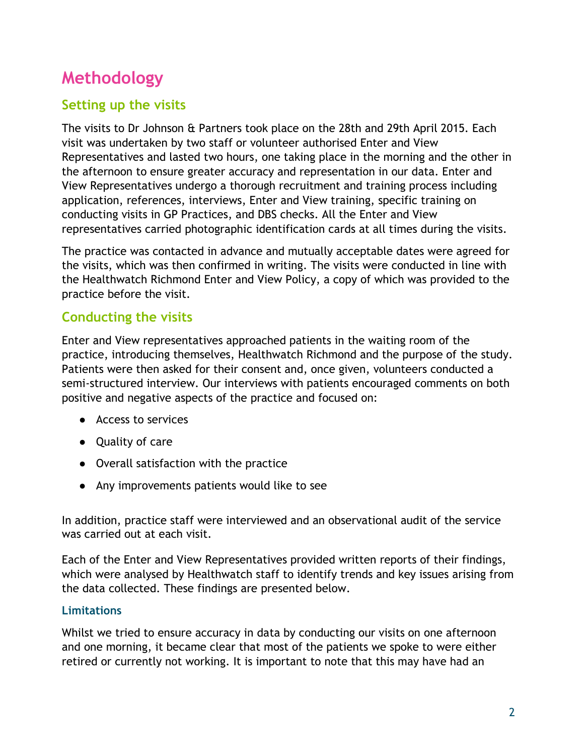# Methodology

## Setting up the visits

The visits to Dr Johnson & Partners took place on the 28th and 29th April 2015. Each visit was undertaken by two staff or volunteer authorised Enter and View Representatives and lasted two hours, one taking place in the morning and the other in the afternoon to ensure greater accuracy and representation in our data. Enter and View Representatives undergo a thorough recruitment and training process including application, references, interviews, Enter and View training, specific training on conducting visits in GP Practices, and DBS checks. All the Enter and View representatives carried photographic identification cards at all times during the visits.

The practice was contacted in advance and mutually acceptable dates were agreed for the visits, which was then confirmed in writing. The visits were conducted in line with the Healthwatch Richmond Enter and View Policy, a copy of which was provided to the practice before the visit.

## Conducting the visits

Enter and View representatives approached patients in the waiting room of the practice, introducing themselves, Healthwatch Richmond and the purpose of the study. Patients were then asked for their consent and, once given, volunteers conducted a semi-structured interview. Our interviews with patients encouraged comments on both positive and negative aspects of the practice and focused on:

- Access to services
- Quality of care
- Overall satisfaction with the practice
- Any improvements patients would like to see

In addition, practice staff were interviewed and an observational audit of the service was carried out at each visit.

Each of the Enter and View Representatives provided written reports of their findings, which were analysed by Healthwatch staff to identify trends and key issues arising from the data collected. These findings are presented below.

### Limitations

Whilst we tried to ensure accuracy in data by conducting our visits on one afternoon and one morning, it became clear that most of the patients we spoke to were either retired or currently not working. It is important to note that this may have had an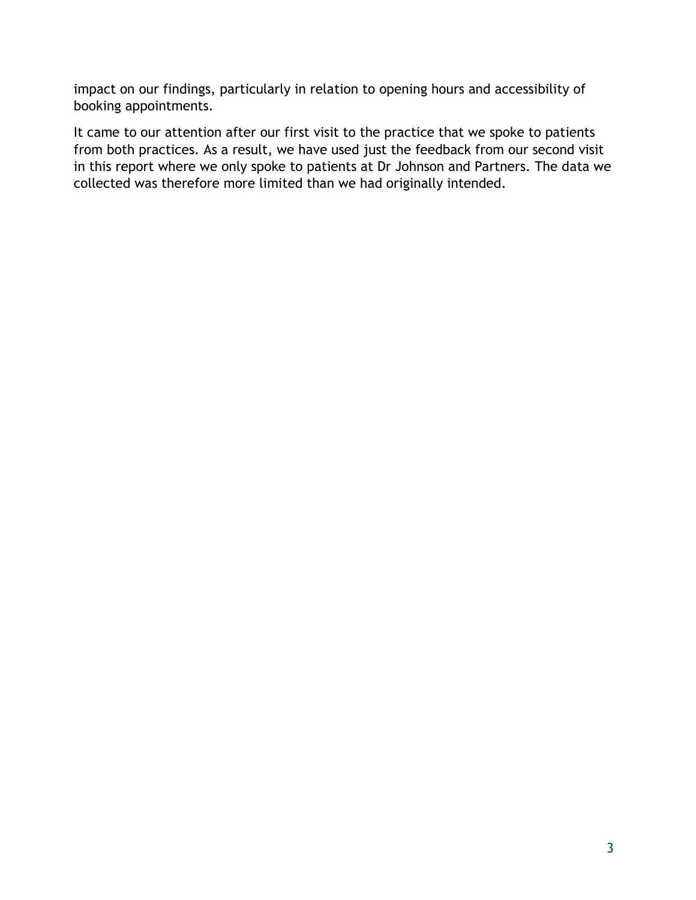impact on our findings, particularly in relation to opening hours and accessibility of booking appointments.

It came to our attention after our first visit to the practice that we spoke to patients from both practices. As a result, we have used just the feedback from our second visit in this report where we only spoke to patients at Dr Johnson and Partners. The data we collected was therefore more limited than we had originally intended.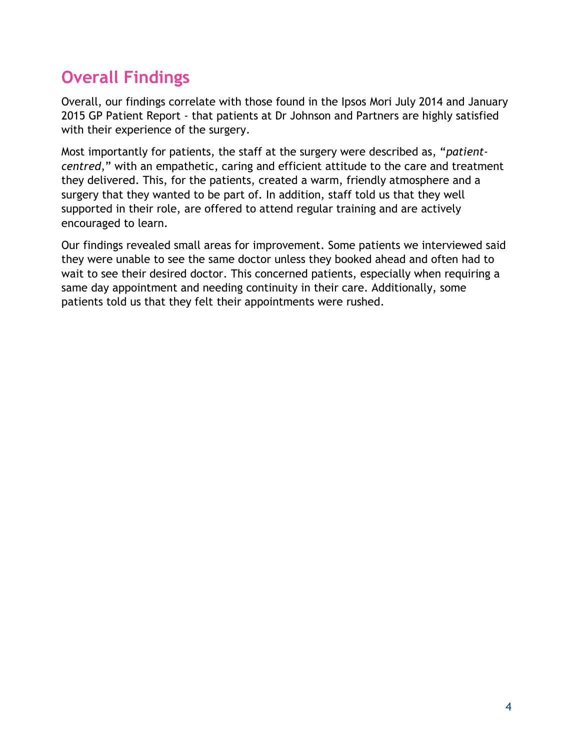## Overall Findings

Overall, our findings correlate with those found in the Ipsos Mori July 2014 and January 2015 GP Patient Report - that patients at Dr Johnson and Partners are highly satisfied with their experience of the surgery.

Most importantly for patients, the staff at the surgery were described as, "*patient-centred*," with an empathetic, caring and efficient attitude to the care and treatment they delivered. This, for the patients, created a warm, friendly atmosphere and a surgery that they wanted to be part of. In addition, staff told us that they well supported in their role, are offered to attend regular training and are actively encouraged to learn.

Our findings revealed small areas for improvement. Some patients we interviewed said they were unable to see the same doctor unless they booked ahead and often had to wait to see their desired doctor. This concerned patients, especially when requiring a same day appointment and needing continuity in their care. Additionally, some patients told us that they felt their appointments were rushed.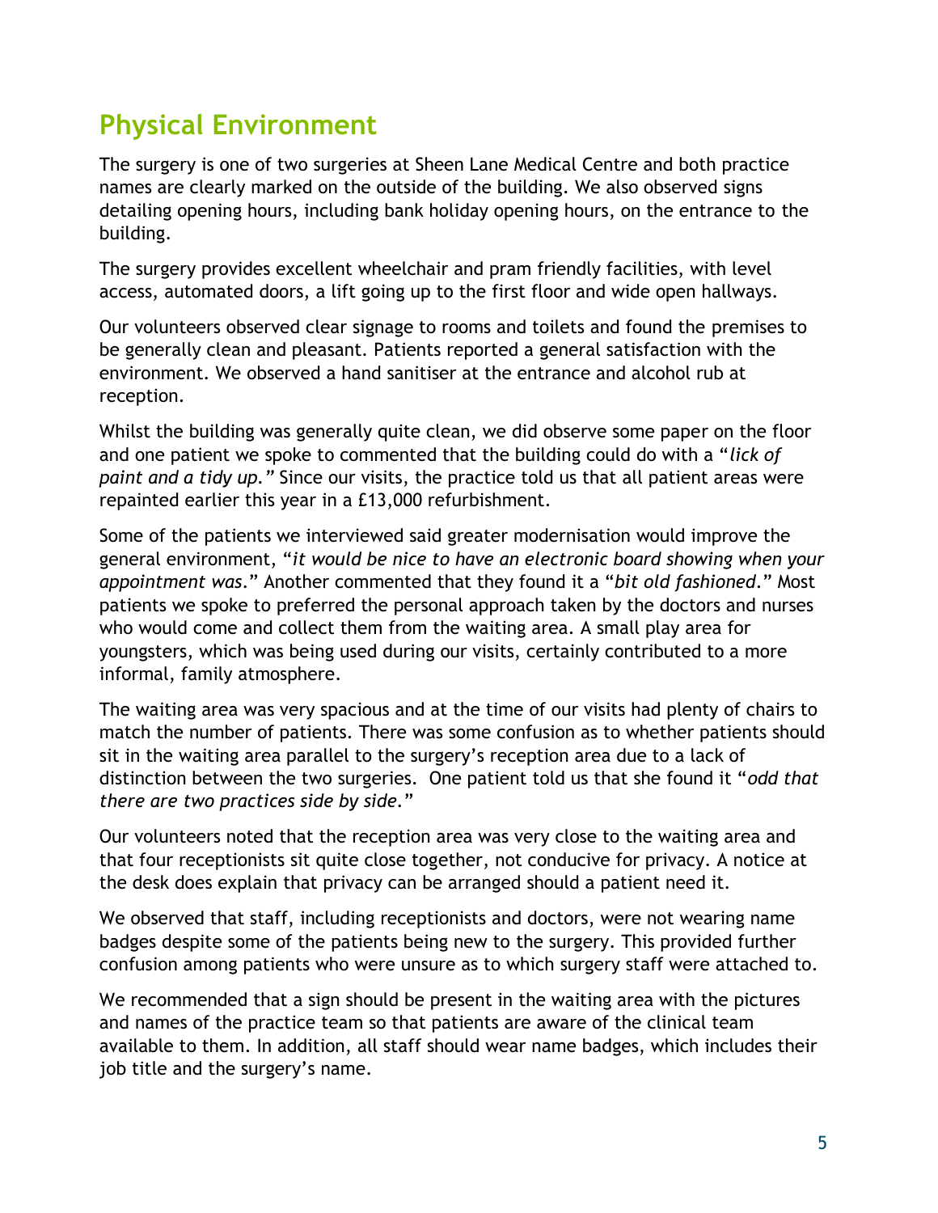## Physical Environment

The surgery is one of two surgeries at Sheen Lane Medical Centre and both practice names are clearly marked on the outside of the building. We also observed signs detailing opening hours, including bank holiday opening hours, on the entrance to the building.

The surgery provides excellent wheelchair and pram friendly facilities, with level access, automated doors, a lift going up to the first floor and wide open hallways.

Our volunteers observed clear signage to rooms and toilets and found the premises to be generally clean and pleasant. Patients reported a general satisfaction with the environment. We observed a hand sanitiser at the entrance and alcohol rub at reception.

Whilst the building was generally quite clean, we did observe some paper on the floor and one patient we spoke to commented that the building could do with a "*lick of paint and a tidy up."* Since our visits, the practice told us that all patient areas were repainted earlier this year in a £13,000 refurbishment.

Some of the patients we interviewed said greater modernisation would improve the general environment, "*it would be nice to have an electronic board showing when your appointment was*." Another commented that they found it a "*bit old fashioned*." Most patients we spoke to preferred the personal approach taken by the doctors and nurses who would come and collect them from the waiting area. A small play area for youngsters, which was being used during our visits, certainly contributed to a more informal, family atmosphere.

The waiting area was very spacious and at the time of our visits had plenty of chairs to match the number of patients. There was some confusion as to whether patients should sit in the waiting area parallel to the surgery's reception area due to a lack of distinction between the two surgeries. One patient told us that she found it "*odd that there are two practices side by side*."

Our volunteers noted that the reception area was very close to the waiting area and that four receptionists sit quite close together, not conducive for privacy. A notice at the desk does explain that privacy can be arranged should a patient need it.

We observed that staff, including receptionists and doctors, were not wearing name badges despite some of the patients being new to the surgery. This provided further confusion among patients who were unsure as to which surgery staff were attached to.

We recommended that a sign should be present in the waiting area with the pictures and names of the practice team so that patients are aware of the clinical team available to them. In addition, all staff should wear name badges, which includes their job title and the surgery's name.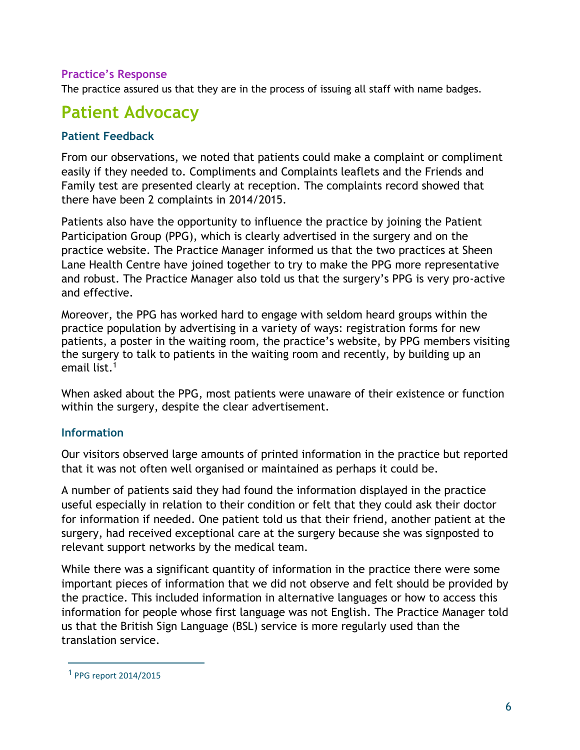### Practice's Response

The practice assured us that they are in the process of issuing all staff with name badges.

## Patient Advocacy

### Patient Feedback

From our observations, we noted that patients could make a complaint or compliment easily if they needed to. Compliments and Complaints leaflets and the Friends and Family test are presented clearly at reception. The complaints record showed that there have been 2 complaints in 2014/2015.

Patients also have the opportunity to influence the practice by joining the Patient Participation Group (PPG), which is clearly advertised in the surgery and on the practice website. The Practice Manager informed us that the two practices at Sheen Lane Health Centre have joined together to try to make the PPG more representative and robust. The Practice Manager also told us that the surgery's PPG is very pro-active and effective.

Moreover, the PPG has worked hard to engage with seldom heard groups within the practice population by advertising in a variety of ways: registration forms for new patients, a poster in the waiting room, the practice's website, by PPG members visiting the surgery to talk to patients in the waiting room and recently, by building up an email list.[1]

When asked about the PPG, most patients were unaware of their existence or function within the surgery, despite the clear advertisement.

### Information

Our visitors observed large amounts of printed information in the practice but reported that it was not often well organised or maintained as perhaps it could be.

A number of patients said they had found the information displayed in the practice useful especially in relation to their condition or felt that they could ask their doctor for information if needed. One patient told us that their friend, another patient at the surgery, had received exceptional care at the surgery because she was signposted to relevant support networks by the medical team.

While there was a significant quantity of information in the practice there were some important pieces of information that we did not observe and felt should be provided by the practice. This included information in alternative languages or how to access this information for people whose first language was not English. The Practice Manager told us that the British Sign Language (BSL) service is more regularly used than the translation service.

---

[1] PPG report 2014/2015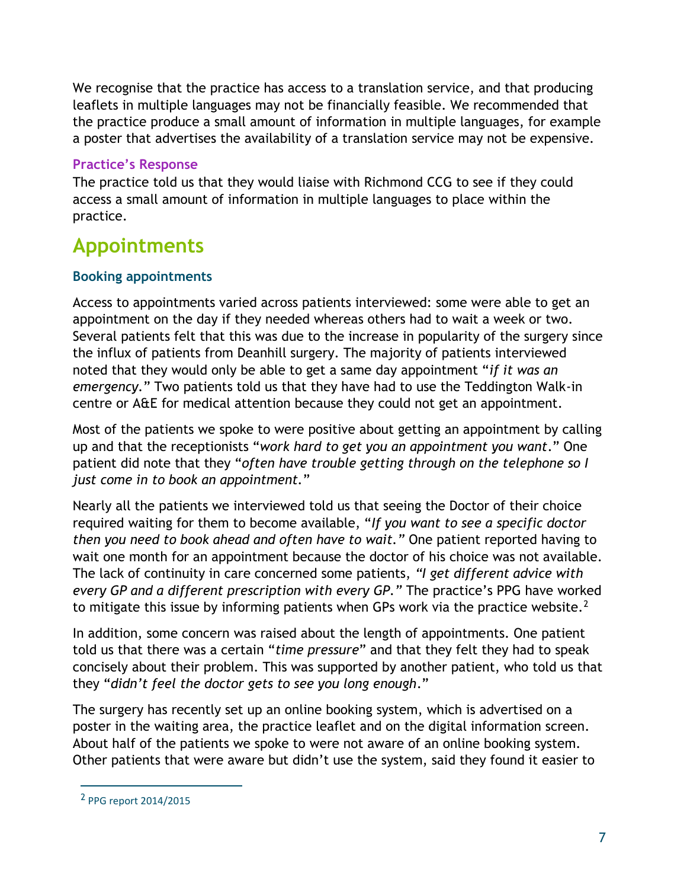We recognise that the practice has access to a translation service, and that producing leaflets in multiple languages may not be financially feasible. We recommended that the practice produce a small amount of information in multiple languages, for example a poster that advertises the availability of a translation service may not be expensive.

#### Practice's Response

The practice told us that they would liaise with Richmond CCG to see if they could access a small amount of information in multiple languages to place within the practice.

## Appointments

### Booking appointments

Access to appointments varied across patients interviewed: some were able to get an appointment on the day if they needed whereas others had to wait a week or two. Several patients felt that this was due to the increase in popularity of the surgery since the influx of patients from Deanhill surgery. The majority of patients interviewed noted that they would only be able to get a same day appointment "*if it was an emergency.*" Two patients told us that they have had to use the Teddington Walk-in centre or A&E for medical attention because they could not get an appointment.

Most of the patients we spoke to were positive about getting an appointment by calling up and that the receptionists "*work hard to get you an appointment you want*." One patient did note that they "*often have trouble getting through on the telephone so I just come in to book an appointment*."

Nearly all the patients we interviewed told us that seeing the Doctor of their choice required waiting for them to become available, "*If you want to see a specific doctor then you need to book ahead and often have to wait.*" One patient reported having to wait one month for an appointment because the doctor of his choice was not available. The lack of continuity in care concerned some patients, *"I get different advice with every GP and a different prescription with every GP."* The practice's PPG have worked to mitigate this issue by informing patients when GPs work via the practice website.[2]

In addition, some concern was raised about the length of appointments. One patient told us that there was a certain "*time pressure*" and that they felt they had to speak concisely about their problem. This was supported by another patient, who told us that they "*didn't feel the doctor gets to see you long enough*."

The surgery has recently set up an online booking system, which is advertised on a poster in the waiting area, the practice leaflet and on the digital information screen. About half of the patients we spoke to were not aware of an online booking system. Other patients that were aware but didn't use the system, said they found it easier to

[2] PPG report 2014/2015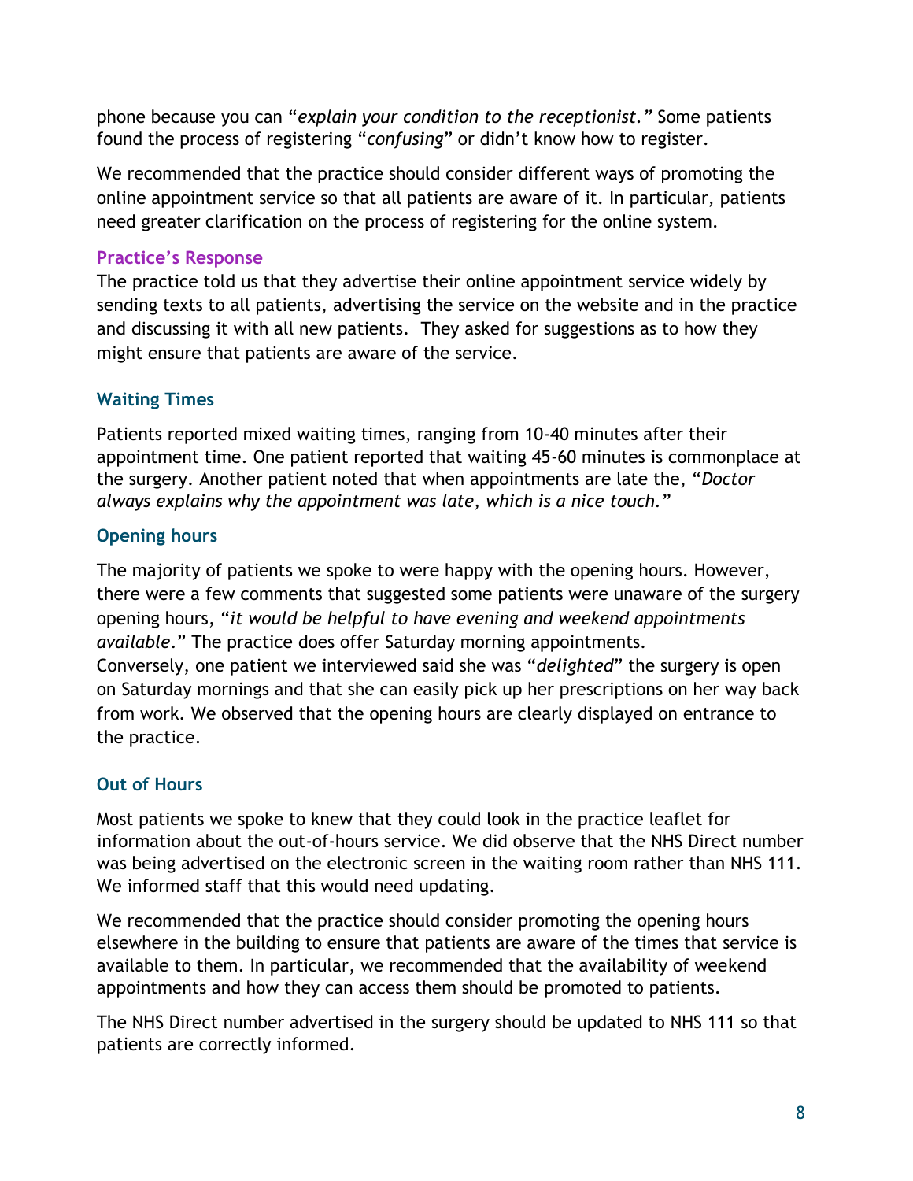phone because you can "*explain your condition to the receptionist.*" Some patients found the process of registering "*confusing*" or didn't know how to register.

We recommended that the practice should consider different ways of promoting the online appointment service so that all patients are aware of it. In particular, patients need greater clarification on the process of registering for the online system.

### Practice's Response

The practice told us that they advertise their online appointment service widely by sending texts to all patients, advertising the service on the website and in the practice and discussing it with all new patients. They asked for suggestions as to how they might ensure that patients are aware of the service.

### Waiting Times

Patients reported mixed waiting times, ranging from 10-40 minutes after their appointment time. One patient reported that waiting 45-60 minutes is commonplace at the surgery. Another patient noted that when appointments are late the, "*Doctor always explains why the appointment was late, which is a nice touch.*"

### Opening hours

The majority of patients we spoke to were happy with the opening hours. However, there were a few comments that suggested some patients were unaware of the surgery opening hours, "*it would be helpful to have evening and weekend appointments available.*" The practice does offer Saturday morning appointments.
Conversely, one patient we interviewed said she was "*delighted*" the surgery is open on Saturday mornings and that she can easily pick up her prescriptions on her way back from work. We observed that the opening hours are clearly displayed on entrance to the practice.

### Out of Hours

Most patients we spoke to knew that they could look in the practice leaflet for information about the out-of-hours service. We did observe that the NHS Direct number was being advertised on the electronic screen in the waiting room rather than NHS 111. We informed staff that this would need updating.

We recommended that the practice should consider promoting the opening hours elsewhere in the building to ensure that patients are aware of the times that service is available to them. In particular, we recommended that the availability of weekend appointments and how they can access them should be promoted to patients.

The NHS Direct number advertised in the surgery should be updated to NHS 111 so that patients are correctly informed.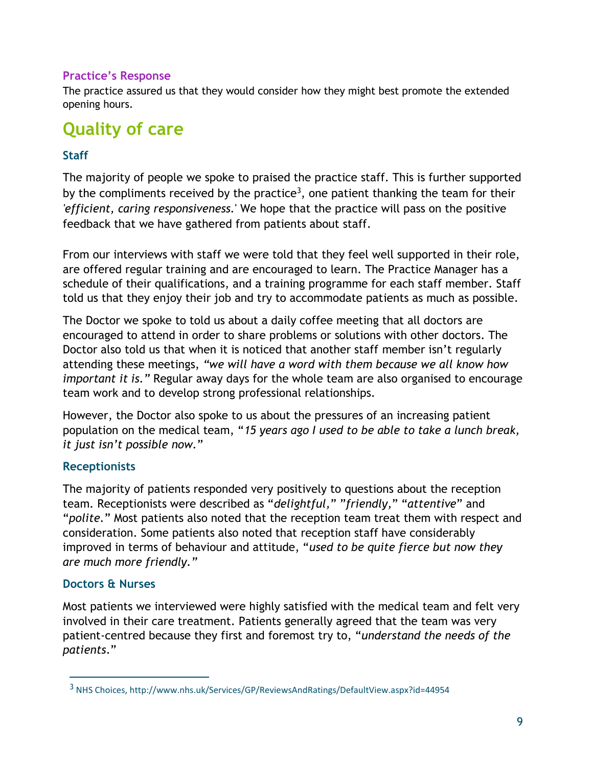### Practice's Response

The practice assured us that they would consider how they might best promote the extended opening hours.

## Quality of care

### Staff

The majority of people we spoke to praised the practice staff. This is further supported by the compliments received by the practice[3], one patient thanking the team for their *'efficient, caring responsiveness.'* We hope that the practice will pass on the positive feedback that we have gathered from patients about staff.

From our interviews with staff we were told that they feel well supported in their role, are offered regular training and are encouraged to learn. The Practice Manager has a schedule of their qualifications, and a training programme for each staff member. Staff told us that they enjoy their job and try to accommodate patients as much as possible.

The Doctor we spoke to told us about a daily coffee meeting that all doctors are encouraged to attend in order to share problems or solutions with other doctors. The Doctor also told us that when it is noticed that another staff member isn't regularly attending these meetings, *"we will have a word with them because we all know how important it is."* Regular away days for the whole team are also organised to encourage team work and to develop strong professional relationships.

However, the Doctor also spoke to us about the pressures of an increasing patient population on the medical team, "*15 years ago I used to be able to take a lunch break, it just isn't possible now.*"

### Receptionists

The majority of patients responded very positively to questions about the reception team. Receptionists were described as "*delightful,*" "*friendly,*" "*attentive*" and "*polite.*" Most patients also noted that the reception team treat them with respect and consideration. Some patients also noted that reception staff have considerably improved in terms of behaviour and attitude, "*used to be quite fierce but now they are much more friendly.*"

### Doctors & Nurses

Most patients we interviewed were highly satisfied with the medical team and felt very involved in their care treatment. Patients generally agreed that the team was very patient-centred because they first and foremost try to, "*understand the needs of the patients.*"

---

[3] NHS Choices, http://www.nhs.uk/Services/GP/ReviewsAndRatings/DefaultView.aspx?id=44954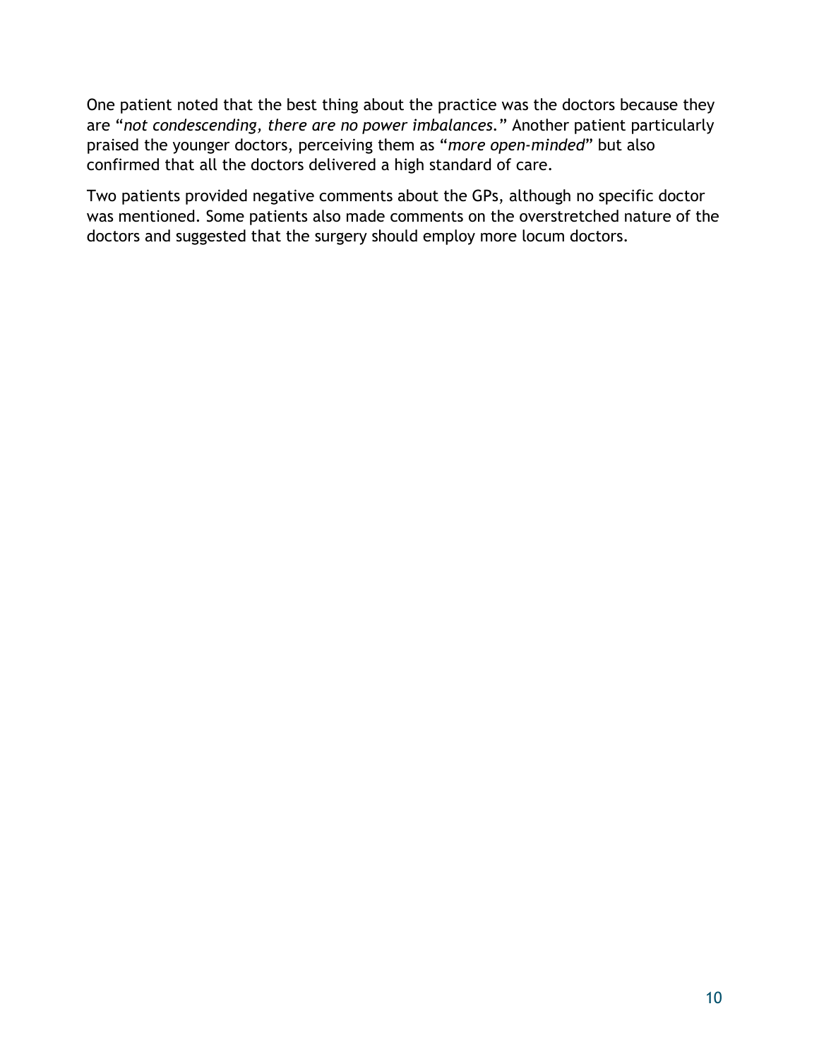One patient noted that the best thing about the practice was the doctors because they are "*not condescending, there are no power imbalances.*" Another patient particularly praised the younger doctors, perceiving them as "*more open-minded*" but also confirmed that all the doctors delivered a high standard of care.

Two patients provided negative comments about the GPs, although no specific doctor was mentioned. Some patients also made comments on the overstretched nature of the doctors and suggested that the surgery should employ more locum doctors.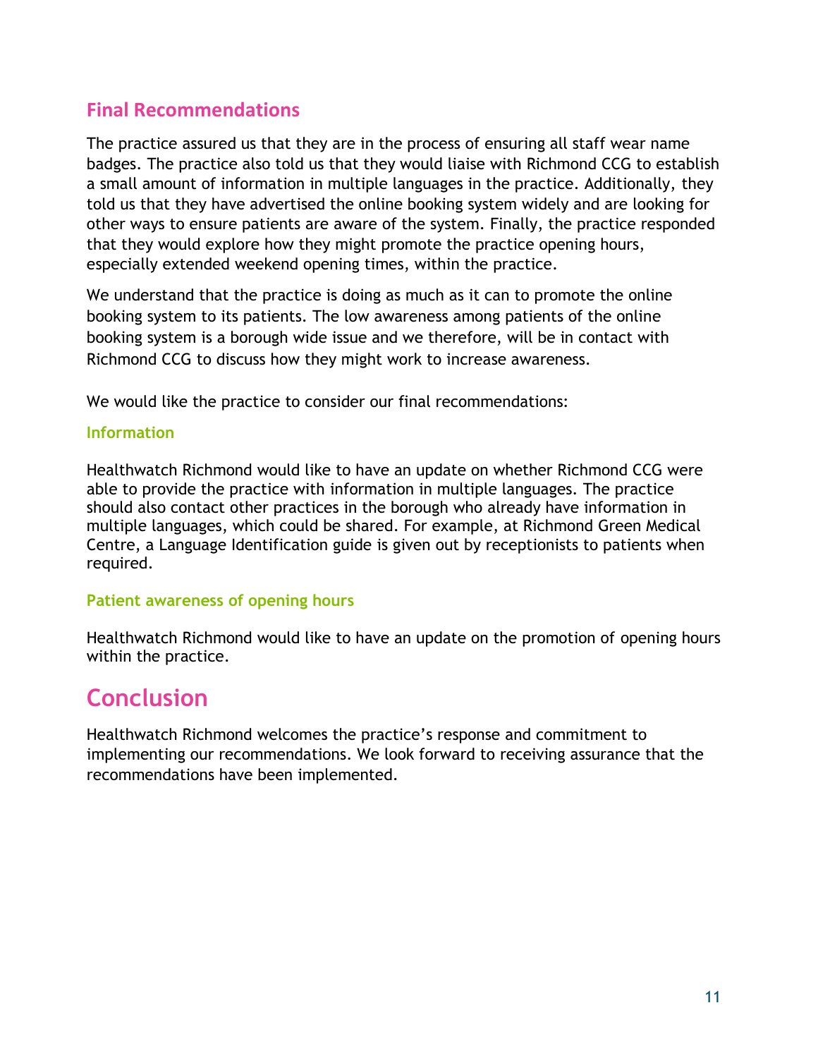## Final Recommendations

The practice assured us that they are in the process of ensuring all staff wear name badges. The practice also told us that they would liaise with Richmond CCG to establish a small amount of information in multiple languages in the practice. Additionally, they told us that they have advertised the online booking system widely and are looking for other ways to ensure patients are aware of the system. Finally, the practice responded that they would explore how they might promote the practice opening hours, especially extended weekend opening times, within the practice.

We understand that the practice is doing as much as it can to promote the online booking system to its patients. The low awareness among patients of the online booking system is a borough wide issue and we therefore, will be in contact with Richmond CCG to discuss how they might work to increase awareness.

We would like the practice to consider our final recommendations:

### Information

Healthwatch Richmond would like to have an update on whether Richmond CCG were able to provide the practice with information in multiple languages. The practice should also contact other practices in the borough who already have information in multiple languages, which could be shared. For example, at Richmond Green Medical Centre, a Language Identification guide is given out by receptionists to patients when required.

### Patient awareness of opening hours

Healthwatch Richmond would like to have an update on the promotion of opening hours within the practice.

# Conclusion

Healthwatch Richmond welcomes the practice's response and commitment to implementing our recommendations. We look forward to receiving assurance that the recommendations have been implemented.